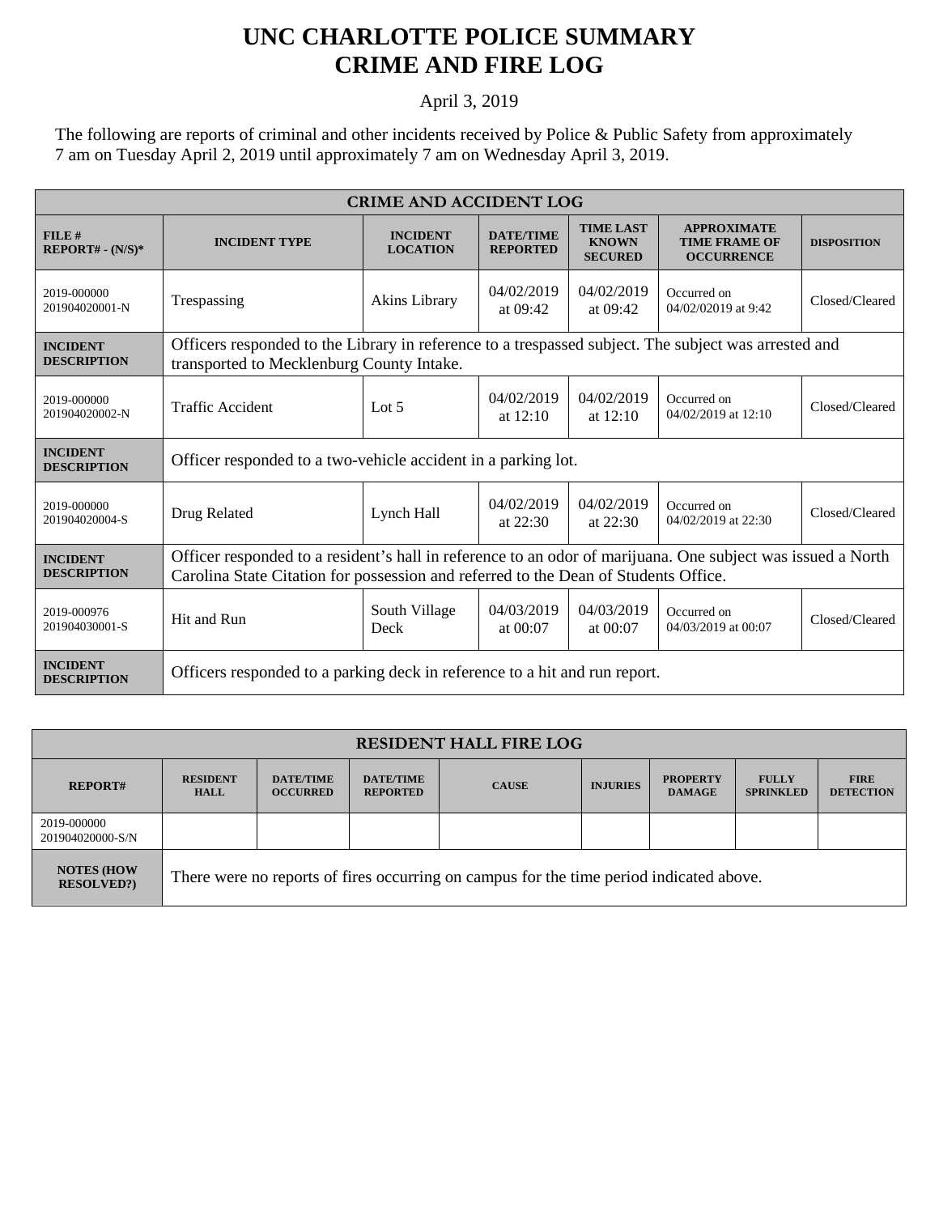# UNC CHARLOTTE POLICE SUMMARY
# CRIME AND FIRE LOG

April 3, 2019

The following are reports of criminal and other incidents received by Police & Public Safety from approximately 7 am on Tuesday April 2, 2019 until approximately 7 am on Wednesday April 3, 2019.

| CRIME AND ACCIDENT LOG | | | | | | |
|---|---|---|---|---|---|---|
| **FILE # REPORT# - (N/S)*** | **INCIDENT TYPE** | **INCIDENT LOCATION** | **DATE/TIME REPORTED** | **TIME LAST KNOWN SECURED** | **APPROXIMATE TIME FRAME OF OCCURRENCE** | **DISPOSITION** |
| 2019-000000 201904020001-N | Trespassing | Akins Library | 04/02/2019 at 09:42 | 04/02/2019 at 09:42 | Occurred on 04/02/02019 at 9:42 | Closed/Cleared |
| **INCIDENT DESCRIPTION** | Officers responded to the Library in reference to a trespassed subject. The subject was arrested and transported to Mecklenburg County Intake. | | | | | |
| 2019-000000 201904020002-N | Traffic Accident | Lot 5 | 04/02/2019 at 12:10 | 04/02/2019 at 12:10 | Occurred on 04/02/2019 at 12:10 | Closed/Cleared |
| **INCIDENT DESCRIPTION** | Officer responded to a two-vehicle accident in a parking lot. | | | | | |
| 2019-000000 201904020004-S | Drug Related | Lynch Hall | 04/02/2019 at 22:30 | 04/02/2019 at 22:30 | Occurred on 04/02/2019 at 22:30 | Closed/Cleared |
| **INCIDENT DESCRIPTION** | Officer responded to a resident's hall in reference to an odor of marijuana. One subject was issued a North Carolina State Citation for possession and referred to the Dean of Students Office. | | | | | |
| 2019-000976 201904030001-S | Hit and Run | South Village Deck | 04/03/2019 at 00:07 | 04/03/2019 at 00:07 | Occurred on 04/03/2019 at 00:07 | Closed/Cleared |
| **INCIDENT DESCRIPTION** | Officers responded to a parking deck in reference to a hit and run report. | | | | | |

| RESIDENT HALL FIRE LOG | | | | | | | | |
|---|---|---|---|---|---|---|---|---|
| **REPORT#** | **RESIDENT HALL** | **DATE/TIME OCCURRED** | **DATE/TIME REPORTED** | **CAUSE** | **INJURIES** | **PROPERTY DAMAGE** | **FULLY SPRINKLED** | **FIRE DETECTION** |
| 2019-000000 201904020000-S/N | | | | | | | | |
| **NOTES (HOW RESOLVED?)** | There were no reports of fires occurring on campus for the time period indicated above. | | | | | | | |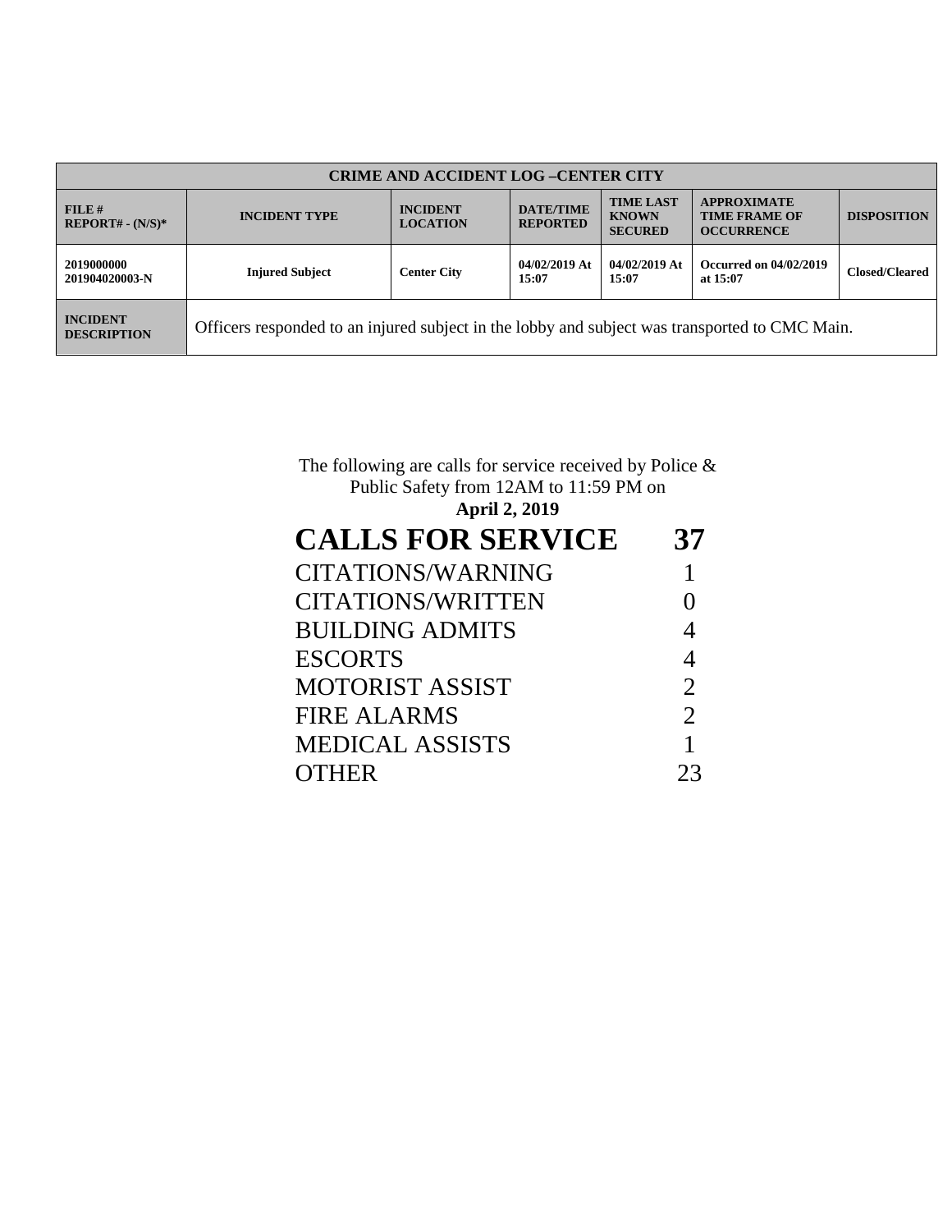| CRIME AND ACCIDENT LOG –CENTER CITY | | | | | | |
|---|---|---|---|---|---|---|
| FILE # REPORT# - (N/S)* | INCIDENT TYPE | INCIDENT LOCATION | DATE/TIME REPORTED | TIME LAST KNOWN SECURED | APPROXIMATE TIME FRAME OF OCCURRENCE | DISPOSITION |
| 2019000000 201904020003-N | Injured Subject | Center City | 04/02/2019 At 15:07 | 04/02/2019 At 15:07 | Occurred on 04/02/2019 at 15:07 | Closed/Cleared |
| INCIDENT DESCRIPTION | Officers responded to an injured subject in the lobby and subject was transported to CMC Main. | | | | | |

The following are calls for service received by Police & Public Safety from 12AM to 11:59 PM on

**April 2, 2019**

| | |
|---|---|
| **CALLS FOR SERVICE** | **37** |
| CITATIONS/WARNING | 1 |
| CITATIONS/WRITTEN | 0 |
| BUILDING ADMITS | 4 |
| ESCORTS | 4 |
| MOTORIST ASSIST | 2 |
| FIRE ALARMS | 2 |
| MEDICAL ASSISTS | 1 |
| OTHER | 23 |